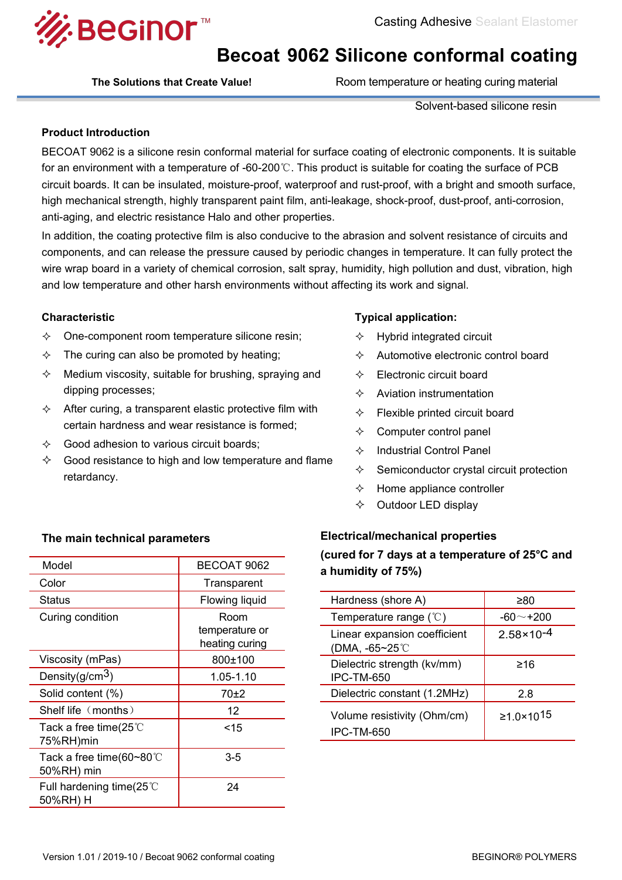Casting Adhesive Sealant Elastomer

# Becoat 9062 Silicone conformal coating

**The Solutions that Create Value!**

Room temperature or heating curing material

Solvent-based silicone resin

### Product Introduction

BECOAT 9062 is a silicone resin conformal material for surface coating of electronic components. It is suitable for an environment with a temperature of -60-200℃. This product is suitable for coating the surface of PCB circuit boards. It can be insulated, moisture-proof, waterproof and rust-proof, with a bright and smooth surface, high mechanical strength, highly transparent paint film, anti-leakage, shock-proof, dust-proof, anti-corrosion, anti-aging, and electric resistance Halo and other properties.

In addition, the coating protective film is also conducive to the abrasion and solvent resistance of circuits and components, and can release the pressure caused by periodic changes in temperature. It can fully protect the wire wrap board in a variety of chemical corrosion, salt spray, humidity, high pollution and dust, vibration, high and low temperature and other harsh environments without affecting its work and signal.

### Characteristic

- One-component room temperature silicone resin;
- The curing can also be promoted by heating;
- Medium viscosity, suitable for brushing, spraying and dipping processes;
- After curing, a transparent elastic protective film with certain hardness and wear resistance is formed;
- Good adhesion to various circuit boards;
- Good resistance to high and low temperature and flame retardancy.

### Typical application:

- Hybrid integrated circuit
- Automotive electronic control board
- Electronic circuit board
- Aviation instrumentation
- Flexible printed circuit board
- Computer control panel
- Industrial Control Panel
- Semiconductor crystal circuit protection
- Home appliance controller
- Outdoor LED display

### The main technical parameters

| Model | BECOAT 9062 |
|---|---|
| Color | Transparent |
| Status | Flowing liquid |
| Curing condition | Room temperature or heating curing |
| Viscosity (mPas) | 800±100 |
| Density(g/cm$^3$) | 1.05-1.10 |
| Solid content (%) | 70±2 |
| Shelf life（months） | 12 |
| Tack a free time(25℃ 75%RH)min | <15 |
| Tack a free time(60~80℃ 50%RH) min | 3-5 |
| Full hardening time(25℃ 50%RH) H | 24 |

### Electrical/mechanical properties (cured for 7 days at a temperature of 25°C and a humidity of 75%)

| Property | Value |
|---|---|
| Hardness (shore A) | ≥80 |
| Temperature range (℃) | -60～+200 |
| Linear expansion coefficient (DMA, -65~25℃ | $2.58\times10^{-4}$ |
| Dielectric strength (kv/mm) IPC-TM-650 | ≥16 |
| Dielectric constant (1.2MHz) | 2.8 |
| Volume resistivity (Ohm/cm) IPC-TM-650 | $\geq1.0\times10^{15}$ |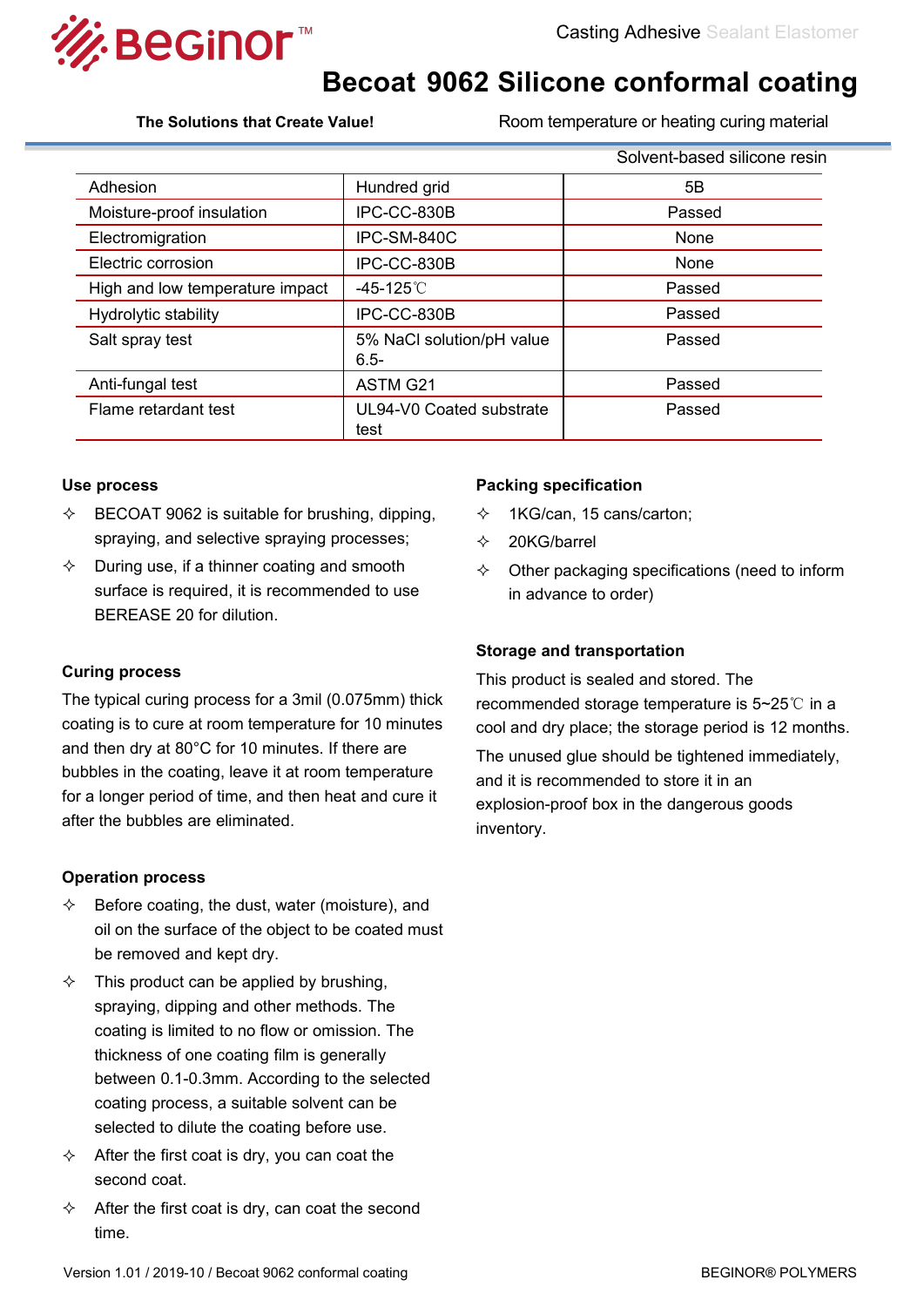# Becoat 9062 Silicone conformal coating

**The Solutions that Create Value!**

Room temperature or heating curing material

| | | Solvent-based silicone resin |
|---|---|---|
| Adhesion | Hundred grid | 5B |
| Moisture-proof insulation | IPC-CC-830B | Passed |
| Electromigration | IPC-SM-840C | None |
| Electric corrosion | IPC-CC-830B | None |
| High and low temperature impact | -45-125℃ | Passed |
| Hydrolytic stability | IPC-CC-830B | Passed |
| Salt spray test | 5% NaCl solution/pH value 6.5- | Passed |
| Anti-fungal test | ASTM G21 | Passed |
| Flame retardant test | UL94-V0 Coated substrate test | Passed |

### Use process

- BECOAT 9062 is suitable for brushing, dipping, spraying, and selective spraying processes;
- During use, if a thinner coating and smooth surface is required, it is recommended to use BEREASE 20 for dilution.

### Curing process

The typical curing process for a 3mil (0.075mm) thick coating is to cure at room temperature for 10 minutes and then dry at 80°C for 10 minutes. If there are bubbles in the coating, leave it at room temperature for a longer period of time, and then heat and cure it after the bubbles are eliminated.

### Operation process

- Before coating, the dust, water (moisture), and oil on the surface of the object to be coated must be removed and kept dry.
- This product can be applied by brushing, spraying, dipping and other methods. The coating is limited to no flow or omission. The thickness of one coating film is generally between 0.1-0.3mm. According to the selected coating process, a suitable solvent can be selected to dilute the coating before use.
- After the first coat is dry, you can coat the second coat.
- After the first coat is dry, can coat the second time.

### Packing specification

- 1KG/can, 15 cans/carton;
- 20KG/barrel
- Other packaging specifications (need to inform in advance to order)

### Storage and transportation

This product is sealed and stored. The recommended storage temperature is 5~25℃ in a cool and dry place; the storage period is 12 months.

The unused glue should be tightened immediately, and it is recommended to store it in an explosion-proof box in the dangerous goods inventory.